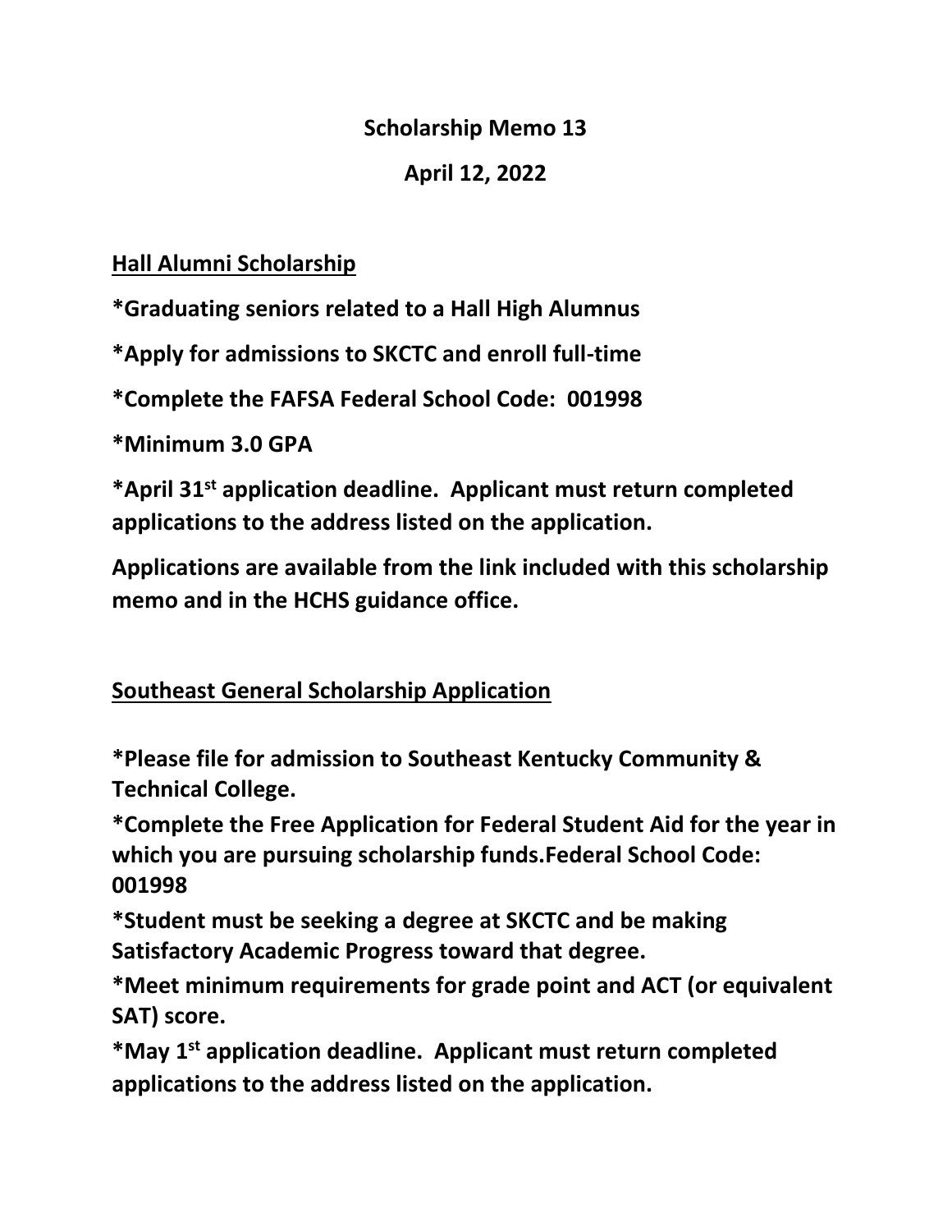**Scholarship Memo 13**

**April 12, 2022**

## Hall Alumni Scholarship

**\*Graduating seniors related to a Hall High Alumnus**

**\*Apply for admissions to SKCTC and enroll full-time**

**\*Complete the FAFSA Federal School Code: 001998**

**\*Minimum 3.0 GPA**

**\*April 31st application deadline. Applicant must return completed applications to the address listed on the application.**

**Applications are available from the link included with this scholarship memo and in the HCHS guidance office.**

## Southeast General Scholarship Application

**\*Please file for admission to Southeast Kentucky Community & Technical College.**

**\*Complete the Free Application for Federal Student Aid for the year in which you are pursuing scholarship funds.Federal School Code: 001998**

**\*Student must be seeking a degree at SKCTC and be making Satisfactory Academic Progress toward that degree.**

**\*Meet minimum requirements for grade point and ACT (or equivalent SAT) score.**

**\*May 1st application deadline. Applicant must return completed applications to the address listed on the application.**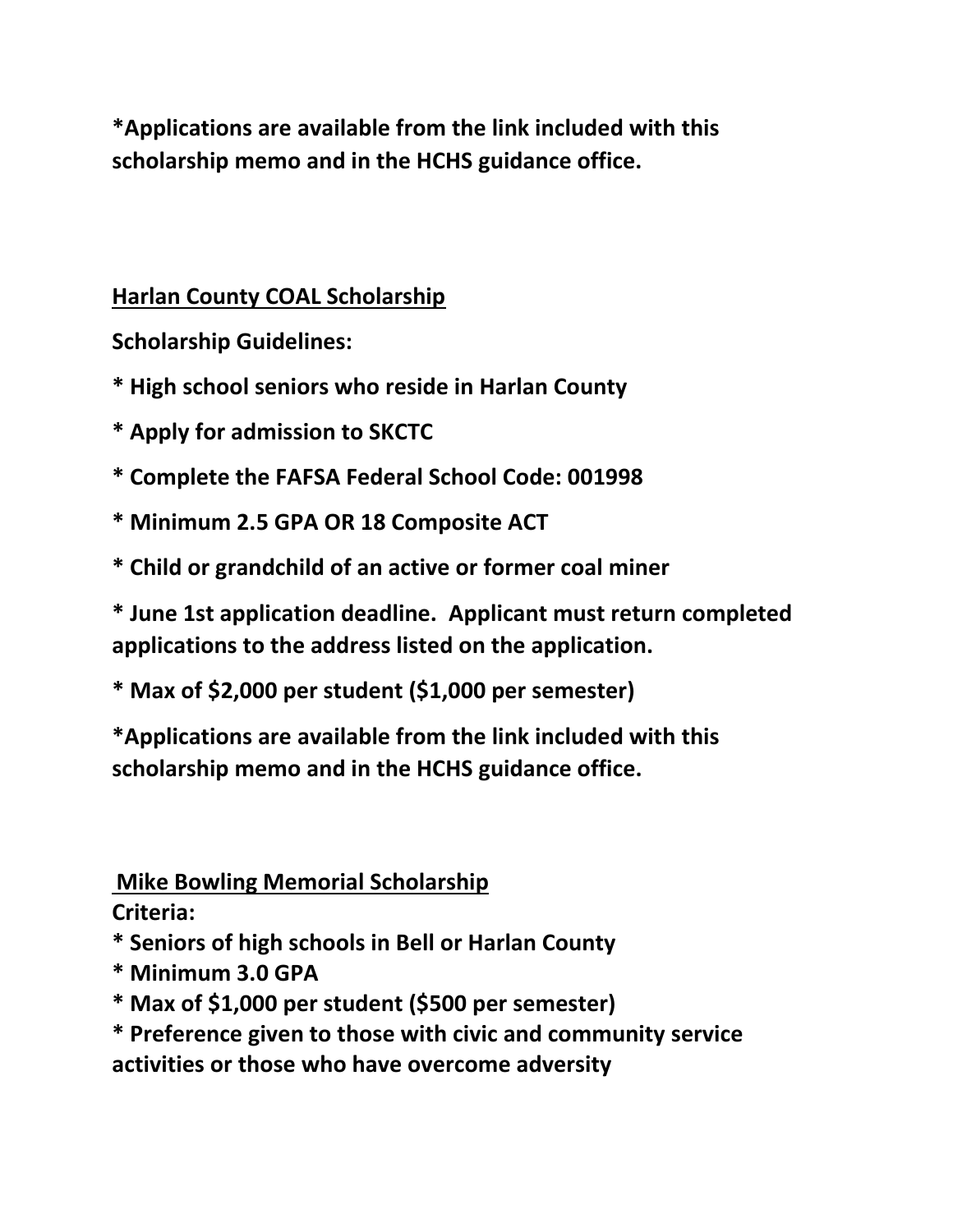**\*Applications are available from the link included with this scholarship memo and in the HCHS guidance office.**

**Harlan County COAL Scholarship**

**Scholarship Guidelines:**

**\* High school seniors who reside in Harlan County**

**\* Apply for admission to SKCTC**

**\* Complete the FAFSA Federal School Code: 001998**

**\* Minimum 2.5 GPA OR 18 Composite ACT**

**\* Child or grandchild of an active or former coal miner**

**\* June 1st application deadline. Applicant must return completed applications to the address listed on the application.**

**\* Max of $2,000 per student ($1,000 per semester)**

**\*Applications are available from the link included with this scholarship memo and in the HCHS guidance office.**

**Mike Bowling Memorial Scholarship**

**Criteria:**

**\* Seniors of high schools in Bell or Harlan County**

**\* Minimum 3.0 GPA**

**\* Max of $1,000 per student ($500 per semester)**

**\* Preference given to those with civic and community service activities or those who have overcome adversity**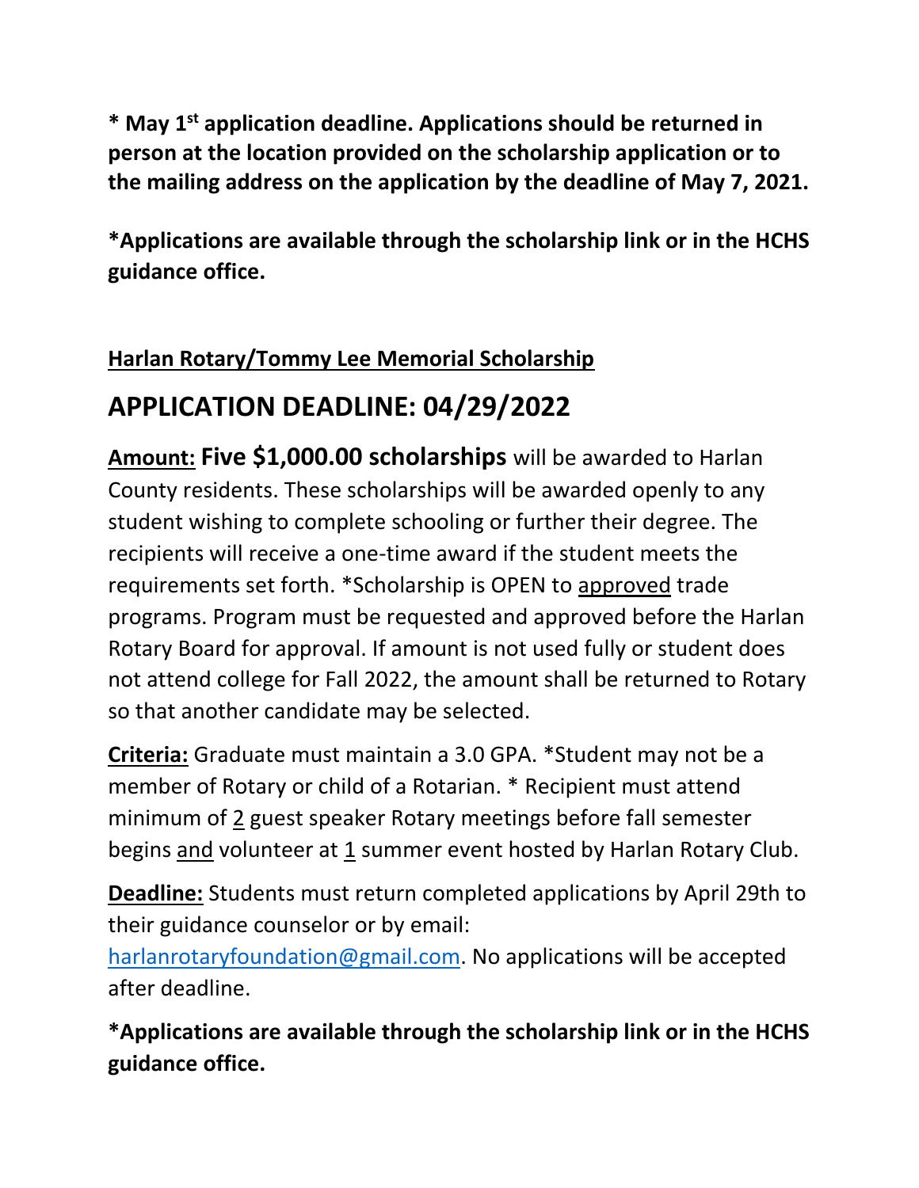**\* May 1st application deadline. Applications should be returned in person at the location provided on the scholarship application or to the mailing address on the application by the deadline of May 7, 2021.**

**\*Applications are available through the scholarship link or in the HCHS guidance office.**

**Harlan Rotary/Tommy Lee Memorial Scholarship**

## APPLICATION DEADLINE: 04/29/2022

**Amount:** **Five $1,000.00 scholarships** will be awarded to Harlan County residents. These scholarships will be awarded openly to any student wishing to complete schooling or further their degree. The recipients will receive a one-time award if the student meets the requirements set forth. *Scholarship is OPEN to approved trade programs. Program must be requested and approved before the Harlan Rotary Board for approval. If amount is not used fully or student does not attend college for Fall 2022, the amount shall be returned to Rotary so that another candidate may be selected.

**Criteria:** Graduate must maintain a 3.0 GPA. *Student may not be a member of Rotary or child of a Rotarian. * Recipient must attend minimum of 2 guest speaker Rotary meetings before fall semester begins and volunteer at 1 summer event hosted by Harlan Rotary Club.

**Deadline:** Students must return completed applications by April 29th to their guidance counselor or by email: harlanrotaryfoundation@gmail.com. No applications will be accepted after deadline.

**\*Applications are available through the scholarship link or in the HCHS guidance office.**